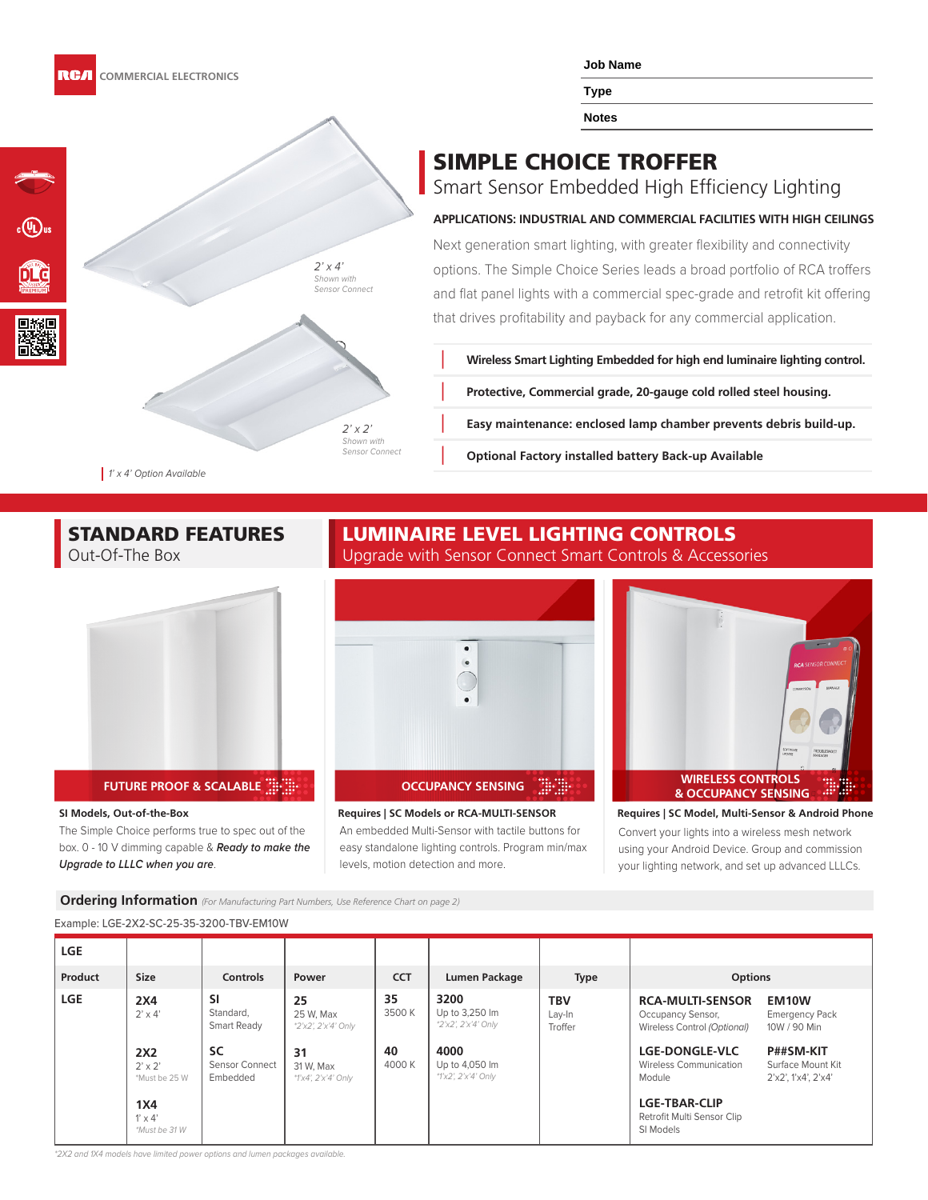RCA COMMERCIAL ELECTRONICS

**Job Name**

**Type**

**Notes**

# SIMPLE CHOICE TROFFER

Smart Sensor Embedded High Efficiency Lighting

**APPLICATIONS: INDUSTRIAL AND COMMERCIAL FACILITIES WITH HIGH CEILINGS**

Next generation smart lighting, with greater flexibility and connectivity options. The Simple Choice Series leads a broad portfolio of RCA troffers and flat panel lights with a commercial spec-grade and retrofit kit offering that drives profitability and payback for any commercial application.

- **Wireless Smart Lighting Embedded for high end luminaire lighting control.**
- **Protective, Commercial grade, 20-gauge cold rolled steel housing.**
- **Easy maintenance: enclosed lamp chamber prevents debris build-up.**
- **Optional Factory installed battery Back-up Available**

*2' x 4' Shown with Sensor Connect*

*2' x 2' Shown with Sensor Connect*

*1' x 4' Option Available*

## STANDARD FEATURES

Out-Of-The Box

**FUTURE PROOF & SCALABLE**

**SI Models, Out-of-the-Box**

The Simple Choice performs true to spec out of the box. 0 - 10 V dimming capable & *Ready to make the Upgrade to LLLC when you are*.

## LUMINAIRE LEVEL LIGHTING CONTROLS

Upgrade with Sensor Connect Smart Controls & Accessories

**OCCUPANCY SENSING**

**Requires | SC Models or RCA-MULTI-SENSOR**

An embedded Multi-Sensor with tactile buttons for easy standalone lighting controls. Program min/max levels, motion detection and more.

**WIRELESS CONTROLS & OCCUPANCY SENSING**

**Requires | SC Model, Multi-Sensor & Android Phone**

Convert your lights into a wireless mesh network using your Android Device. Group and commission your lighting network, and set up advanced LLLCs.

**Ordering Information** *(For Manufacturing Part Numbers, Use Reference Chart on page 2)*

Example: LGE-2X2-SC-25-35-3200-TBV-EM10W

| LGE | | | | | | | | |
|---|---|---|---|---|---|---|---|---|
| **Product** | **Size** | **Controls** | **Power** | **CCT** | **Lumen Package** | **Type** | **Options** | |
| **LGE** | **2X4** 2' x 4' | **SI** Standard, Smart Ready | **25** 25 W, Max *\*2'x2', 2'x4' Only* | **35** 3500 K | **3200** Up to 3,250 lm *\*2'x2', 2'x4' Only* | **TBV** Lay-In Troffer | **RCA-MULTI-SENSOR** Occupancy Sensor, Wireless Control *(Optional)* | **EM10W** Emergency Pack 10W / 90 Min |
| | **2X2** 2' x 2' *\*Must be 25 W* | **SC** Sensor Connect Embedded | **31** 31 W, Max *\*1'x4', 2'x4' Only* | **40** 4000 K | **4000** Up to 4,050 lm *\*1'x2', 2'x4' Only* | | **LGE-DONGLE-VLC** Wireless Communication Module | **P##SM-KIT** Surface Mount Kit 2'x2', 1'x4', 2'x4' |
| | **1X4** 1' x 4' *\*Must be 31 W* | | | | | | **LGE-TBAR-CLIP** Retrofit Multi Sensor Clip SI Models | |

*\*2X2 and 1X4 models have limited power options and lumen packages available.*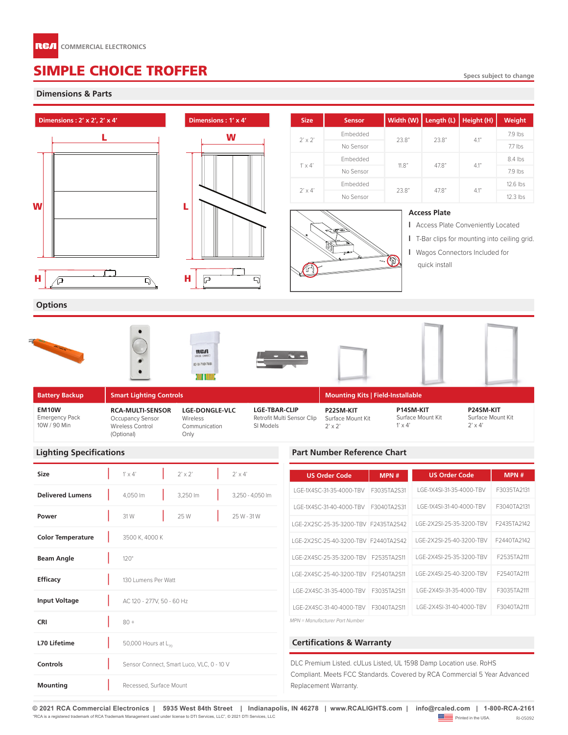RCA COMMERCIAL ELECTRONICS

# SIMPLE CHOICE TROFFER

Specs subject to change

## Dimensions & Parts

**Dimensions : 2' x 2', 2' x 4'**

L

W

H

**Dimensions : 1' x 4'**

W

L

H

| Size | Sensor | Width (W) | Length (L) | Height (H) | Weight |
|---|---|---|---|---|---|
| 2' x 2' | Embedded | 23.8" | 23.8" | 4.1" | 7.9 lbs |
| | No Sensor | | | | 7.7 lbs |
| 1' x 4' | Embedded | 11.8" | 47.8" | 4.1" | 8.4 lbs |
| | No Sensor | | | | 7.9 lbs |
| 2' x 4' | Embedded | 23.8" | 47.8" | 4.1" | 12.6 lbs |
| | No Sensor | | | | 12.3 lbs |

**Access Plate**

- Access Plate Conveniently Located
- T-Bar clips for mounting into ceiling grid.
- Wagos Connectors Included for quick install

## Options

| Battery Backup | Smart Lighting Controls | | | Mounting Kits \| Field-Installable | | |
|---|---|---|---|---|---|---|
| **EM10W** Emergency Pack 10W / 90 Min | **RCA-MULTI-SENSOR** Occupancy Sensor Wireless Control (Optional) | **LGE-DONGLE-VLC** Wireless Communication Only | **LGE-TBAR-CLIP** Retrofit Multi Sensor Clip SI Models | **P22SM-KIT** Surface Mount Kit 2' x 2' | **P14SM-KIT** Surface Mount Kit 1' x 4' | **P24SM-KIT** Surface Mount Kit 2' x 4' |

## Lighting Specifications

| | | | |
|---|---|---|---|
| **Size** | 1' x 4' | 2' x 2' | 2' x 4' |
| **Delivered Lumens** | 4,050 lm | 3,250 lm | 3,250 - 4,050 lm |
| **Power** | 31 W | 25 W | 25 W - 31 W |
| **Color Temperature** | 3500 K, 4000 K | | |
| **Beam Angle** | 120° | | |
| **Efficacy** | 130 Lumens Per Watt | | |
| **Input Voltage** | AC 120 - 277V, 50 - 60 Hz | | |
| **CRI** | 80 + | | |
| **L70 Lifetime** | 50,000 Hours at $L_{70}$ | | |
| **Controls** | Sensor Connect, Smart Luco, VLC, 0 - 10 V | | |
| **Mounting** | Recessed, Surface Mount | | |

## Part Number Reference Chart

| US Order Code | MPN # | US Order Code | MPN # |
|---|---|---|---|
| LGE-1X4SC-31-35-4000-TBV | F3035TA2S31 | LGE-1X4SI-31-35-4000-TBV | F3035TA2131 |
| LGE-1X4SC-31-40-4000-TBV | F3040TA2S31 | LGE-1X4SI-31-40-4000-TBV | F3040TA2131 |
| LGE-2X2SC-25-35-3200-TBV | F2435TA2S42 | LGE-2X2SI-25-35-3200-TBV | F2435TA2142 |
| LGE-2X2SC-25-40-3200-TBV | F2440TA2S42 | LGE-2X2SI-25-40-3200-TBV | F2440TA2142 |
| LGE-2X4SC-25-35-3200-TBV | F2535TA2S11 | LGE-2X4SI-25-35-3200-TBV | F2535TA2111 |
| LGE-2X4SC-25-40-3200-TBV | F2540TA2S11 | LGE-2X4SI-25-40-3200-TBV | F2540TA2111 |
| LGE-2X4SC-31-35-4000-TBV | F3035TA2S11 | LGE-2X4SI-31-35-4000-TBV | F3035TA2111 |
| LGE-2X4SC-31-40-4000-TBV | F3040TA2S11 | LGE-2X4SI-31-40-4000-TBV | F3040TA2111 |

*MPN = Manufacturer Part Number*

## Certifications & Warranty

DLC Premium Listed. cULus Listed, UL 1598 Damp Location use. RoHS Compliant. Meets FCC Standards. Covered by RCA Commercial 5 Year Advanced Replacement Warranty.

© 2021 RCA Commercial Electronics | 5935 West 84th Street | Indianapolis, IN 46278 | www.RCALIGHTS.com | info@rcaled.com | 1-800-RCA-2161

"RCA is a registered trademark of RCA Trademark Management used under license to DTI Services, LLC", © 2021 DTI Services, LLC

Printed in the USA. RI-05092